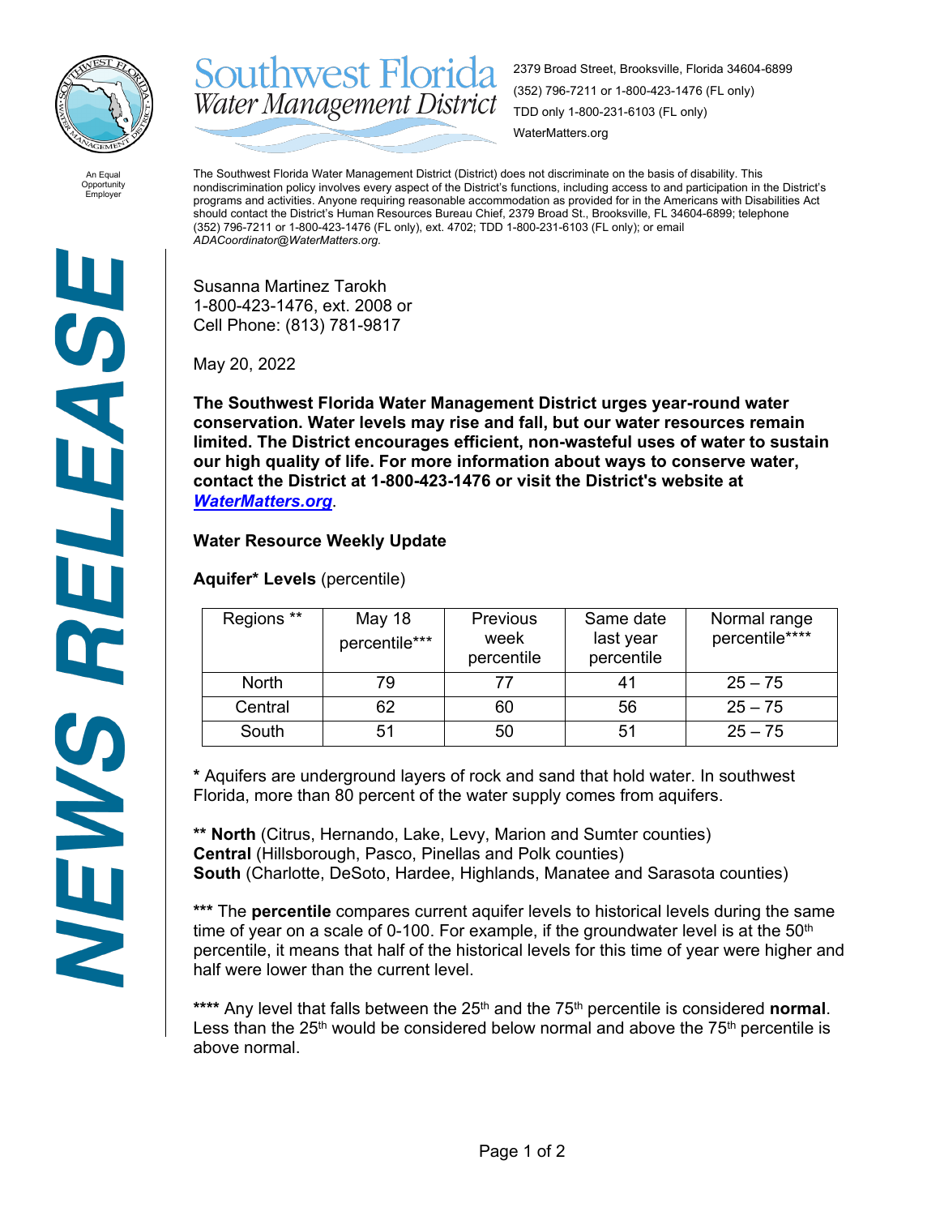# Southwest Florida Water Management District

2379 Broad Street, Brooksville, Florida 34604-6899
(352) 796-7211 or 1-800-423-1476 (FL only)
TDD only 1-800-231-6103 (FL only)
WaterMatters.org

An Equal Opportunity Employer

The Southwest Florida Water Management District (District) does not discriminate on the basis of disability. This nondiscrimination policy involves every aspect of the District's functions, including access to and participation in the District's programs and activities. Anyone requiring reasonable accommodation as provided for in the Americans with Disabilities Act should contact the District's Human Resources Bureau Chief, 2379 Broad St., Brooksville, FL 34604-6899; telephone (352) 796-7211 or 1-800-423-1476 (FL only), ext. 4702; TDD 1-800-231-6103 (FL only); or email *ADACoordinator@WaterMatters.org.*

***NEWS RELEASE***

Susanna Martinez Tarokh
1-800-423-1476, ext. 2008 or
Cell Phone: (813) 781-9817

May 20, 2022

**The Southwest Florida Water Management District urges year-round water conservation. Water levels may rise and fall, but our water resources remain limited. The District encourages efficient, non-wasteful uses of water to sustain our high quality of life. For more information about ways to conserve water, contact the District at 1-800-423-1476 or visit the District's website at *WaterMatters.org*.**

**Water Resource Weekly Update**

**Aquifer* Levels** (percentile)

| Regions ** | May 18 percentile*** | Previous week percentile | Same date last year percentile | Normal range percentile**** |
|---|---|---|---|---|
| North | 79 | 77 | 41 | 25 – 75 |
| Central | 62 | 60 | 56 | 25 – 75 |
| South | 51 | 50 | 51 | 25 – 75 |

**\*** Aquifers are underground layers of rock and sand that hold water. In southwest Florida, more than 80 percent of the water supply comes from aquifers.

**\*\* North** (Citrus, Hernando, Lake, Levy, Marion and Sumter counties)
**Central** (Hillsborough, Pasco, Pinellas and Polk counties)
**South** (Charlotte, DeSoto, Hardee, Highlands, Manatee and Sarasota counties)

**\*\*\*** The **percentile** compares current aquifer levels to historical levels during the same time of year on a scale of 0-100. For example, if the groundwater level is at the 50th percentile, it means that half of the historical levels for this time of year were higher and half were lower than the current level.

**\*\*\*\*** Any level that falls between the 25th and the 75th percentile is considered **normal**. Less than the 25th would be considered below normal and above the 75th percentile is above normal.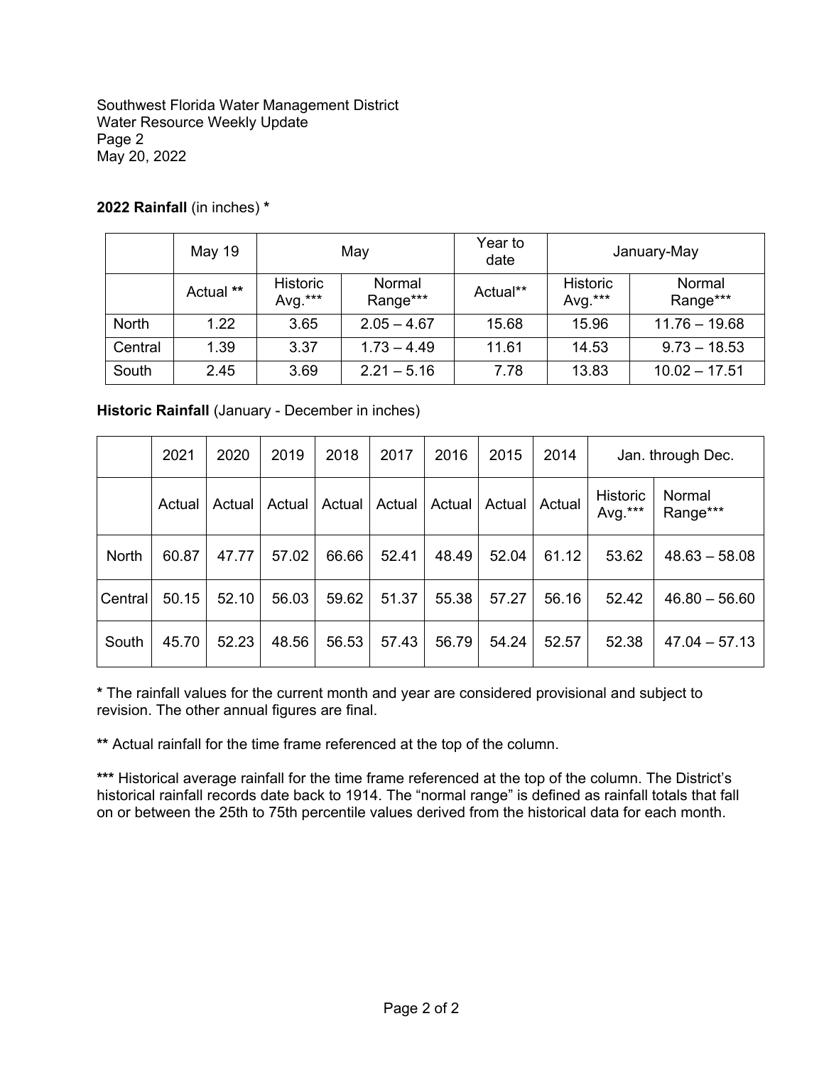Southwest Florida Water Management District
Water Resource Weekly Update
Page 2
May 20, 2022

**2022 Rainfall** (in inches) **\***

| | May 19 | May | | Year to date | January-May | |
|---|---|---|---|---|---|---|
| | Actual **\*\*** | Historic Avg.\*\*\* | Normal Range\*\*\* | Actual\*\* | Historic Avg.\*\*\* | Normal Range\*\*\* |
| North | 1.22 | 3.65 | 2.05 – 4.67 | 15.68 | 15.96 | 11.76 – 19.68 |
| Central | 1.39 | 3.37 | 1.73 – 4.49 | 11.61 | 14.53 | 9.73 – 18.53 |
| South | 2.45 | 3.69 | 2.21 – 5.16 | 7.78 | 13.83 | 10.02 – 17.51 |

**Historic Rainfall** (January - December in inches)

| | 2021 | 2020 | 2019 | 2018 | 2017 | 2016 | 2015 | 2014 | Jan. through Dec. | |
|---|---|---|---|---|---|---|---|---|---|---|
| | Actual | Actual | Actual | Actual | Actual | Actual | Actual | Actual | Historic Avg.\*\*\* | Normal Range\*\*\* |
| North | 60.87 | 47.77 | 57.02 | 66.66 | 52.41 | 48.49 | 52.04 | 61.12 | 53.62 | 48.63 – 58.08 |
| Central | 50.15 | 52.10 | 56.03 | 59.62 | 51.37 | 55.38 | 57.27 | 56.16 | 52.42 | 46.80 – 56.60 |
| South | 45.70 | 52.23 | 48.56 | 56.53 | 57.43 | 56.79 | 54.24 | 52.57 | 52.38 | 47.04 – 57.13 |

**\*** The rainfall values for the current month and year are considered provisional and subject to revision. The other annual figures are final.

**\*\*** Actual rainfall for the time frame referenced at the top of the column.

**\*\*\*** Historical average rainfall for the time frame referenced at the top of the column. The District's historical rainfall records date back to 1914. The "normal range" is defined as rainfall totals that fall on or between the 25th to 75th percentile values derived from the historical data for each month.